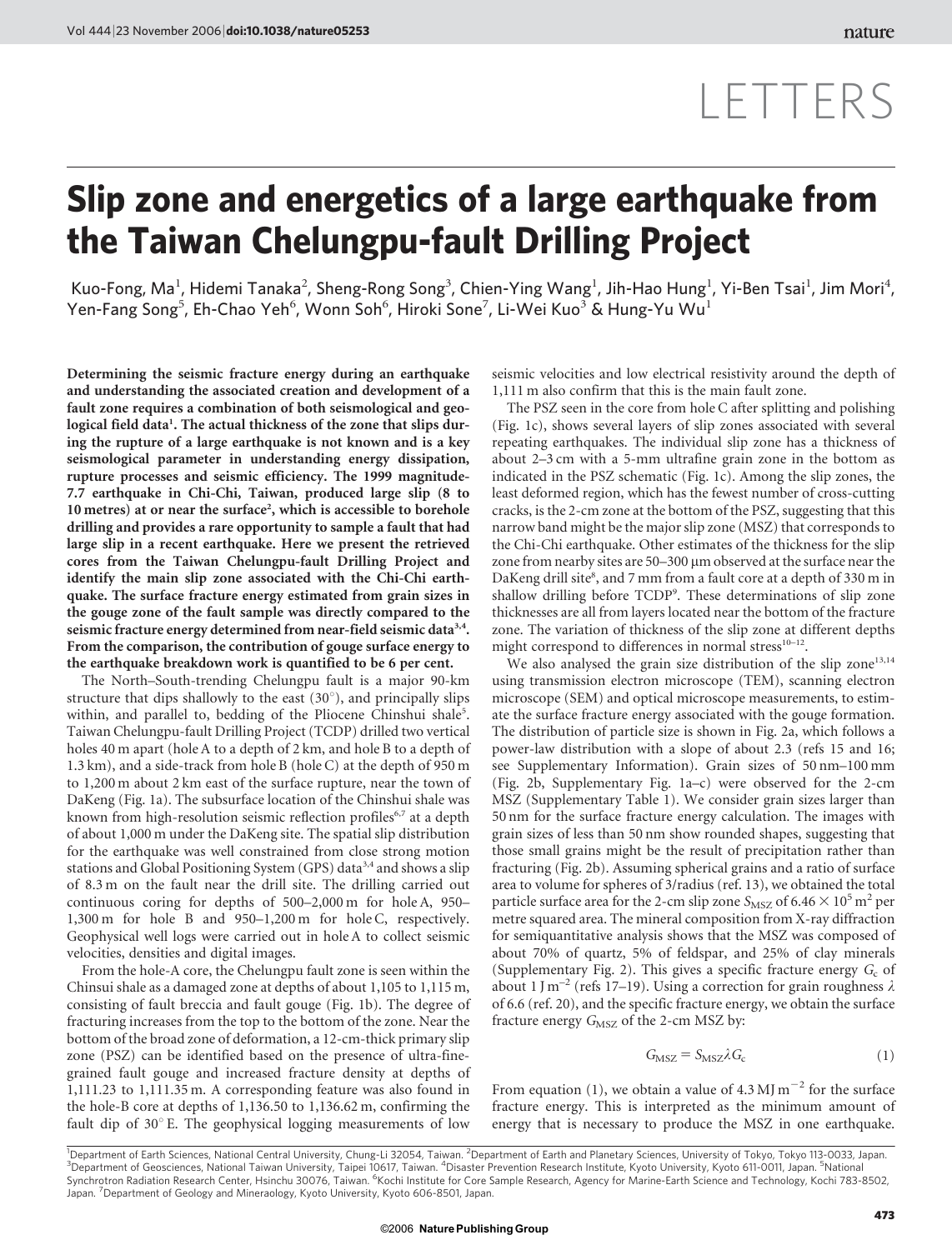LETTERS

# Slip zone and energetics of a large earthquake from the Taiwan Chelungpu-fault Drilling Project

Kuo-Fong, Ma[1], Hidemi Tanaka[2], Sheng-Rong Song[3], Chien-Ying Wang[1], Jih-Hao Hung[1], Yi-Ben Tsai[1], Jim Mori[4], Yen-Fang Song[5], Eh-Chao Yeh[6], Wonn Soh[6], Hiroki Sone[7], Li-Wei Kuo[3] & Hung-Yu Wu[1]

**Determining the seismic fracture energy during an earthquake and understanding the associated creation and development of a fault zone requires a combination of both seismological and geological field data[1]. The actual thickness of the zone that slips during the rupture of a large earthquake is not known and is a key seismological parameter in understanding energy dissipation, rupture processes and seismic efficiency. The 1999 magnitude-7.7 earthquake in Chi-Chi, Taiwan, produced large slip (8 to 10 metres) at or near the surface[2], which is accessible to borehole drilling and provides a rare opportunity to sample a fault that had large slip in a recent earthquake. Here we present the retrieved cores from the Taiwan Chelungpu-fault Drilling Project and identify the main slip zone associated with the Chi-Chi earthquake. The surface fracture energy estimated from grain sizes in the gouge zone of the fault sample was directly compared to the seismic fracture energy determined from near-field seismic data[3,4]. From the comparison, the contribution of gouge surface energy to the earthquake breakdown work is quantified to be 6 per cent.**

The North–South-trending Chelungpu fault is a major 90-km structure that dips shallowly to the east (30°), and principally slips within, and parallel to, bedding of the Pliocene Chinshui shale[5]. Taiwan Chelungpu-fault Drilling Project (TCDP) drilled two vertical holes 40 m apart (hole A to a depth of 2 km, and hole B to a depth of 1.3 km), and a side-track from hole B (hole C) at the depth of 950 m to 1,200 m about 2 km east of the surface rupture, near the town of DaKeng (Fig. 1a). The subsurface location of the Chinshui shale was known from high-resolution seismic reflection profiles[6,7] at a depth of about 1,000 m under the DaKeng site. The spatial slip distribution for the earthquake was well constrained from close strong motion stations and Global Positioning System (GPS) data[3,4] and shows a slip of 8.3 m on the fault near the drill site. The drilling carried out continuous coring for depths of 500–2,000 m for hole A, 950–1,300 m for hole B and 950–1,200 m for hole C, respectively. Geophysical well logs were carried out in hole A to collect seismic velocities, densities and digital images.

From the hole-A core, the Chelungpu fault zone is seen within the Chinsui shale as a damaged zone at depths of about 1,105 to 1,115 m, consisting of fault breccia and fault gouge (Fig. 1b). The degree of fracturing increases from the top to the bottom of the zone. Near the bottom of the broad zone of deformation, a 12-cm-thick primary slip zone (PSZ) can be identified based on the presence of ultra-fine-grained fault gouge and increased fracture density at depths of 1,111.23 to 1,111.35 m. A corresponding feature was also found in the hole-B core at depths of 1,136.50 to 1,136.62 m, confirming the fault dip of 30° E. The geophysical logging measurements of low seismic velocities and low electrical resistivity around the depth of 1,111 m also confirm that this is the main fault zone.

The PSZ seen in the core from hole C after splitting and polishing (Fig. 1c), shows several layers of slip zones associated with several repeating earthquakes. The individual slip zone has a thickness of about 2–3 cm with a 5-mm ultrafine grain zone in the bottom as indicated in the PSZ schematic (Fig. 1c). Among the slip zones, the least deformed region, which has the fewest number of cross-cutting cracks, is the 2-cm zone at the bottom of the PSZ, suggesting that this narrow band might be the major slip zone (MSZ) that corresponds to the Chi-Chi earthquake. Other estimates of the thickness for the slip zone from nearby sites are 50–300 μm observed at the surface near the DaKeng drill site[8], and 7 mm from a fault core at a depth of 330 m in shallow drilling before TCDP[9]. These determinations of slip zone thicknesses are all from layers located near the bottom of the fracture zone. The variation of thickness of the slip zone at different depths might correspond to differences in normal stress[10–12].

We also analysed the grain size distribution of the slip zone[13,14] using transmission electron microscope (TEM), scanning electron microscope (SEM) and optical microscope measurements, to estimate the surface fracture energy associated with the gouge formation. The distribution of particle size is shown in Fig. 2a, which follows a power-law distribution with a slope of about 2.3 (refs 15 and 16; see Supplementary Information). Grain sizes of 50 nm–100 mm (Fig. 2b, Supplementary Fig. 1a–c) were observed for the 2-cm MSZ (Supplementary Table 1). We consider grain sizes larger than 50 nm for the surface fracture energy calculation. The images with grain sizes of less than 50 nm show rounded shapes, suggesting that those small grains might be the result of precipitation rather than fracturing (Fig. 2b). Assuming spherical grains and a ratio of surface area to volume for spheres of 3/radius (ref. 13), we obtained the total particle surface area for the 2-cm slip zone $S_{MSZ}$ of $6.46 \times 10^5\ \mathrm{m}^2$ per metre squared area. The mineral composition from X-ray diffraction for semiquantitative analysis shows that the MSZ was composed of about 70% of quartz, 5% of feldspar, and 25% of clay minerals (Supplementary Fig. 2). This gives a specific fracture energy $G_c$ of about $1\ \mathrm{J\,m^{-2}}$ (refs 17–19). Using a correction for grain roughness $\lambda$ of 6.6 (ref. 20), and the specific fracture energy, we obtain the surface fracture energy $G_{MSZ}$ of the 2-cm MSZ by:

$$G_{MSZ} = S_{MSZ} \lambda G_c \quad (1)$$

From equation (1), we obtain a value of $4.3\ \mathrm{MJ\,m^{-2}}$ for the surface fracture energy. This is interpreted as the minimum amount of energy that is necessary to produce the MSZ in one earthquake.

[1]Department of Earth Sciences, National Central University, Chung-Li 32054, Taiwan. [2]Department of Earth and Planetary Sciences, University of Tokyo, Tokyo 113-0033, Japan. [3]Department of Geosciences, National Taiwan University, Taipei 10617, Taiwan. [4]Disaster Prevention Research Institute, Kyoto University, Kyoto 611-0011, Japan. [5]National Synchrotron Radiation Research Center, Hsinchu 30076, Taiwan. [6]Kochi Institute for Core Sample Research, Agency for Marine-Earth Science and Technology, Kochi 783-8502, Japan. [7]Department of Geology and Mineraology, Kyoto University, Kyoto 606-8501, Japan.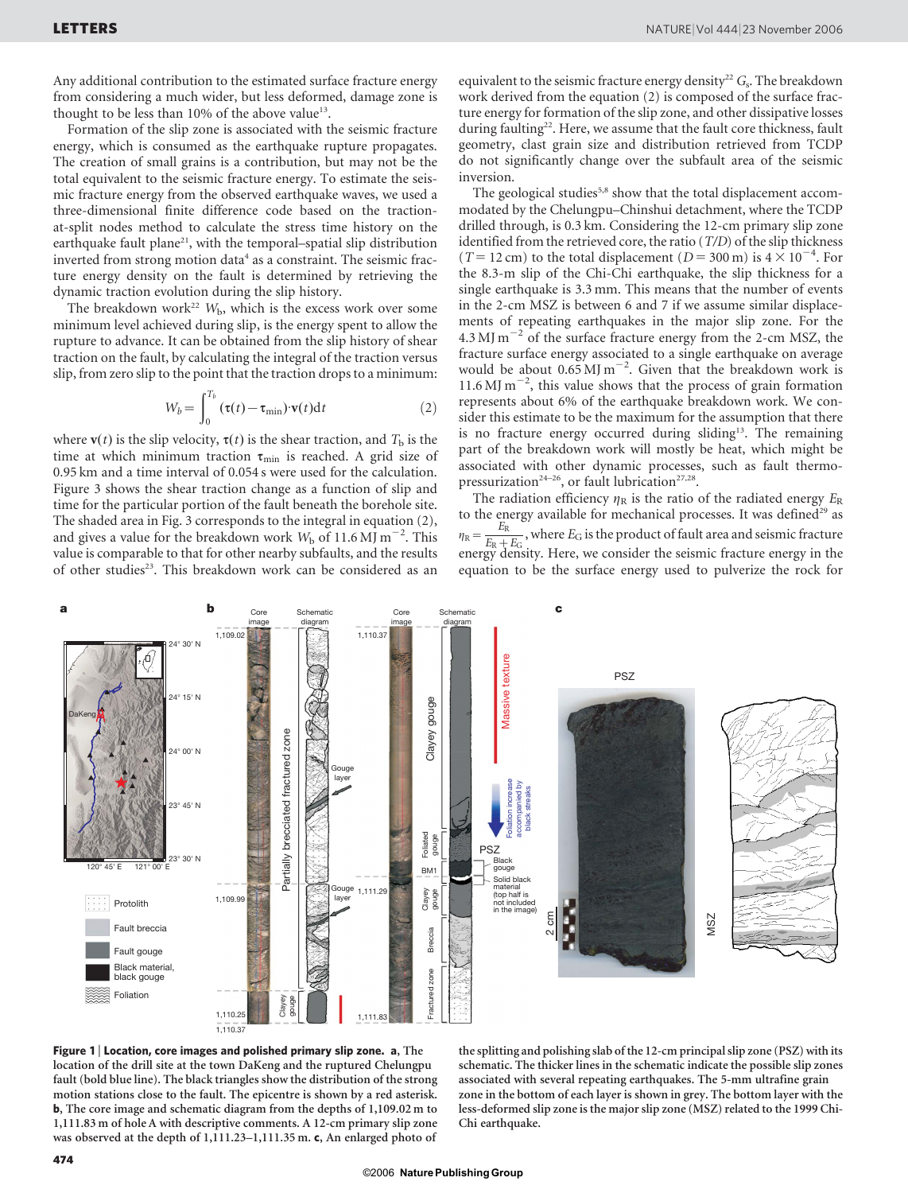Any additional contribution to the estimated surface fracture energy from considering a much wider, but less deformed, damage zone is thought to be less than 10% of the above value[13].

Formation of the slip zone is associated with the seismic fracture energy, which is consumed as the earthquake rupture propagates. The creation of small grains is a contribution, but may not be the total equivalent to the seismic fracture energy. To estimate the seismic fracture energy from the observed earthquake waves, we used a three-dimensional finite difference code based on the traction-at-split nodes method to calculate the stress time history on the earthquake fault plane[21], with the temporal–spatial slip distribution inverted from strong motion data[4] as a constraint. The seismic fracture energy density on the fault is determined by retrieving the dynamic traction evolution during the slip history.

The breakdown work[22] $W_b$, which is the excess work over some minimum level achieved during slip, is the energy spent to allow the rupture to advance. It can be obtained from the slip history of shear traction on the fault, by calculating the integral of the traction versus slip, from zero slip to the point that the traction drops to a minimum:

$$W_b = \int_0^{T_b} (\boldsymbol{\tau}(t) - \boldsymbol{\tau}_{\min}) \cdot \mathbf{v}(t) \mathrm{d}t \qquad (2)$$

where $\mathbf{v}(t)$ is the slip velocity, $\boldsymbol{\tau}(t)$ is the shear traction, and $T_b$ is the time at which minimum traction $\boldsymbol{\tau}_{\min}$ is reached. A grid size of 0.95 km and a time interval of 0.054 s were used for the calculation. Figure 3 shows the shear traction change as a function of slip and time for the particular portion of the fault beneath the borehole site. The shaded area in Fig. 3 corresponds to the integral in equation (2), and gives a value for the breakdown work $W_b$ of 11.6 MJ m$^{-2}$. This value is comparable to that for other nearby subfaults, and the results of other studies[23]. This breakdown work can be considered as an equivalent to the seismic fracture energy density[22] $G_s$. The breakdown work derived from the equation (2) is composed of the surface fracture energy for formation of the slip zone, and other dissipative losses during faulting[22]. Here, we assume that the fault core thickness, fault geometry, clast grain size and distribution retrieved from TCDP do not significantly change over the subfault area of the seismic inversion.

The geological studies[5,8] show that the total displacement accommodated by the Chelungpu–Chinshui detachment, where the TCDP drilled through, is 0.3 km. Considering the 12-cm primary slip zone identified from the retrieved core, the ratio ($T/D$) of the slip thickness ($T = 12$ cm) to the total displacement ($D = 300$ m) is $4 \times 10^{-4}$. For the 8.3-m slip of the Chi-Chi earthquake, the slip thickness for a single earthquake is 3.3 mm. This means that the number of events in the 2-cm MSZ is between 6 and 7 if we assume similar displacements of repeating earthquakes in the major slip zone. For the 4.3 MJ m$^{-2}$ of the surface fracture energy from the 2-cm MSZ, the fracture surface energy associated to a single earthquake on average would be about 0.65 MJ m$^{-2}$. Given that the breakdown work is 11.6 MJ m$^{-2}$, this value shows that the process of grain formation represents about 6% of the earthquake breakdown work. We consider this estimate to be the maximum for the assumption that there is no fracture energy occurred during sliding[13]. The remaining part of the breakdown work will mostly be heat, which might be associated with other dynamic processes, such as fault thermo-pressurization[24–26], or fault lubrication[27,28].

The radiation efficiency $\eta_R$ is the ratio of the radiated energy $E_R$ to the energy available for mechanical processes. It was defined[29] as $\eta_R = \frac{E_R}{E_R + E_G}$, where $E_G$ is the product of fault area and seismic fracture energy density. Here, we consider the seismic fracture energy in the equation to be the surface energy used to pulverize the rock for

**Figure 1 | Location, core images and polished primary slip zone. a**, The location of the drill site at the town DaKeng and the ruptured Chelungpu fault (bold blue line). The black triangles show the distribution of the strong motion stations close to the fault. The epicentre is shown by a red asterisk. **b**, The core image and schematic diagram from the depths of 1,109.02 m to 1,111.83 m of hole A with descriptive comments. A 12-cm primary slip zone was observed at the depth of 1,111.23–1,111.35 m. **c**, An enlarged photo of the splitting and polishing slab of the 12-cm principal slip zone (PSZ) with its schematic. The thicker lines in the schematic indicate the possible slip zones associated with several repeating earthquakes. The 5-mm ultrafine grain zone in the bottom of each layer is shown in grey. The bottom layer with the less-deformed slip zone is the major slip zone (MSZ) related to the 1999 Chi-Chi earthquake.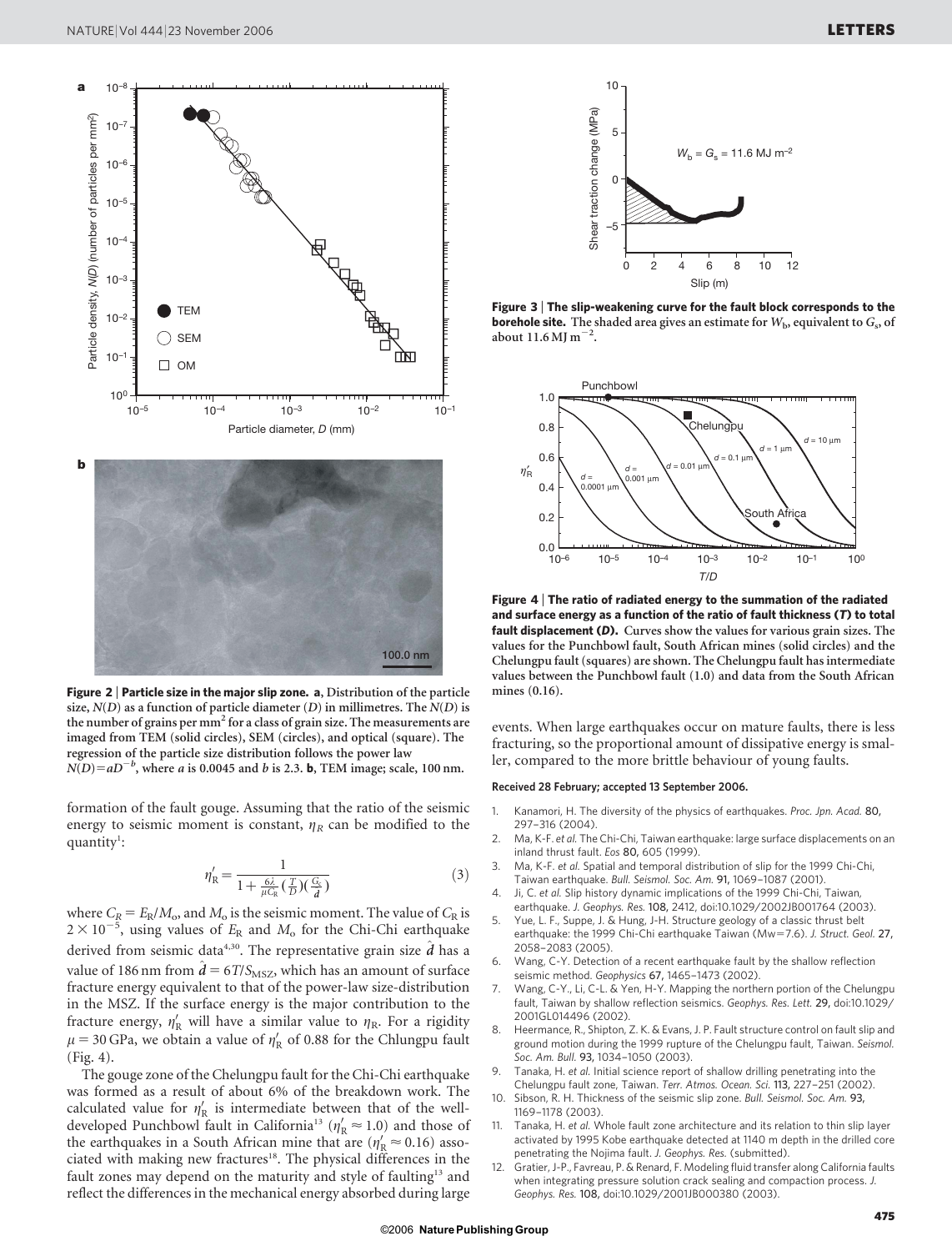Figure 2 | **Particle size in the major slip zone. a**, **Distribution of the particle size, $N(D)$ as a function of particle diameter ($D$) in millimetres. The $N(D)$ is the number of grains per mm$^2$ for a class of grain size. The measurements are imaged from TEM (solid circles), SEM (circles), and optical (square). The regression of the particle size distribution follows the power law $N(D) = aD^{-b}$, where $a$ is 0.0045 and $b$ is 2.3. b**, **TEM image; scale, 100 nm.**

formation of the fault gouge. Assuming that the ratio of the seismic energy to seismic moment is constant, $\eta_R$ can be modified to the quantity[1]:

$$\eta_R' = \frac{1}{1 + \frac{6\lambda}{\mu C_R}\left(\frac{T}{D}\right)\left(\frac{G_c}{\hat{d}}\right)} \tag{3}$$

where $C_R = E_R/M_o$, and $M_o$ is the seismic moment. The value of $C_R$ is $2 \times 10^{-5}$, using values of $E_R$ and $M_o$ for the Chi-Chi earthquake derived from seismic data[4,30]. The representative grain size $\hat{d}$ has a value of 186 nm from $\hat{d} = 6T/S_{MSZ}$, which has an amount of surface fracture energy equivalent to that of the power-law size-distribution in the MSZ. If the surface energy is the major contribution to the fracture energy, $\eta_R'$ will have a similar value to $\eta_R$. For a rigidity $\mu = 30$ GPa, we obtain a value of $\eta_R'$ of 0.88 for the Chlungpu fault (Fig. 4).

The gouge zone of the Chelungpu fault for the Chi-Chi earthquake was formed as a result of about 6% of the breakdown work. The calculated value for $\eta_R'$ is intermediate between that of the well-developed Punchbowl fault in California[13] ($\eta_R' \approx 1.0$) and those of the earthquakes in a South African mine that are ($\eta_R' \approx 0.16$) associated with making new fractures[18]. The physical differences in the fault zones may depend on the maturity and style of faulting[13] and reflect the differences in the mechanical energy absorbed during large events. When large earthquakes occur on mature faults, there is less fracturing, so the proportional amount of dissipative energy is smaller, compared to the more brittle behaviour of young faults.

Figure 3 | **The slip-weakening curve for the fault block corresponds to the borehole site. The shaded area gives an estimate for $W_b$, equivalent to $G_s$, of about 11.6 MJ m$^{-2}$.**

Figure 4 | **The ratio of radiated energy to the summation of the radiated and surface energy as a function of the ratio of fault thickness (*T*) to total fault displacement (*D*). Curves show the values for various grain sizes. The values for the Punchbowl fault, South African mines (solid circles) and the Chelungpu fault (squares) are shown. The Chelungpu fault has intermediate values between the Punchbowl fault (1.0) and data from the South African mines (0.16).**

**Received 28 February; accepted 13 September 2006.**

1. Kanamori, H. The diversity of the physics of earthquakes. *Proc. Jpn. Acad.* **80**, 297–316 (2004).
2. Ma, K-F. *et al.* The Chi-Chi, Taiwan earthquake: large surface displacements on an inland thrust fault. *Eos* **80**, 605 (1999).
3. Ma, K-F. *et al.* Spatial and temporal distribution of slip for the 1999 Chi-Chi, Taiwan earthquake. *Bull. Seismol. Soc. Am.* **91**, 1069–1087 (2001).
4. Ji, C. *et al.* Slip history dynamic implications of the 1999 Chi-Chi, Taiwan, earthquake. *J. Geophys. Res.* **108**, 2412, doi:10.1029/2002JB001764 (2003).
5. Yue, L. F., Suppe, J. & Hung, J-H. Structure geology of a classic thrust belt earthquake: the 1999 Chi-Chi earthquake Taiwan (Mw=7.6). *J. Struct. Geol.* **27**, 2058–2083 (2005).
6. Wang, C-Y. Detection of a recent earthquake fault by the shallow reflection seismic method. *Geophysics* **67**, 1465–1473 (2002).
7. Wang, C-Y., Li, C-L. & Yen, H-Y. Mapping the northern portion of the Chelungpu fault, Taiwan by shallow reflection seismics. *Geophys. Res. Lett.* **29**, doi:10.1029/2001GL014496 (2002).
8. Heermance, R., Shipton, Z. K. & Evans, J. P. Fault structure control on fault slip and ground motion during the 1999 rupture of the Chelungpu fault, Taiwan. *Seismol. Soc. Am. Bull.* **93**, 1034–1050 (2003).
9. Tanaka, H. *et al.* Initial science report of shallow drilling penetrating into the Chelungpu fault zone, Taiwan. *Terr. Atmos. Ocean. Sci.* **113**, 227–251 (2002).
10. Sibson, R. H. Thickness of the seismic slip zone. *Bull. Seismol. Soc. Am.* **93**, 1169–1178 (2003).
11. Tanaka, H. *et al.* Whole fault zone architecture and its relation to thin slip layer activated by 1995 Kobe earthquake detected at 1140 m depth in the drilled core penetrating the Nojima fault. *J. Geophys. Res.* (submitted).
12. Gratier, J-P., Favreau, P. & Renard, F. Modeling fluid transfer along California faults when integrating pressure solution crack sealing and compaction process. *J. Geophys. Res.* **108**, doi:10.1029/2001JB000380 (2003).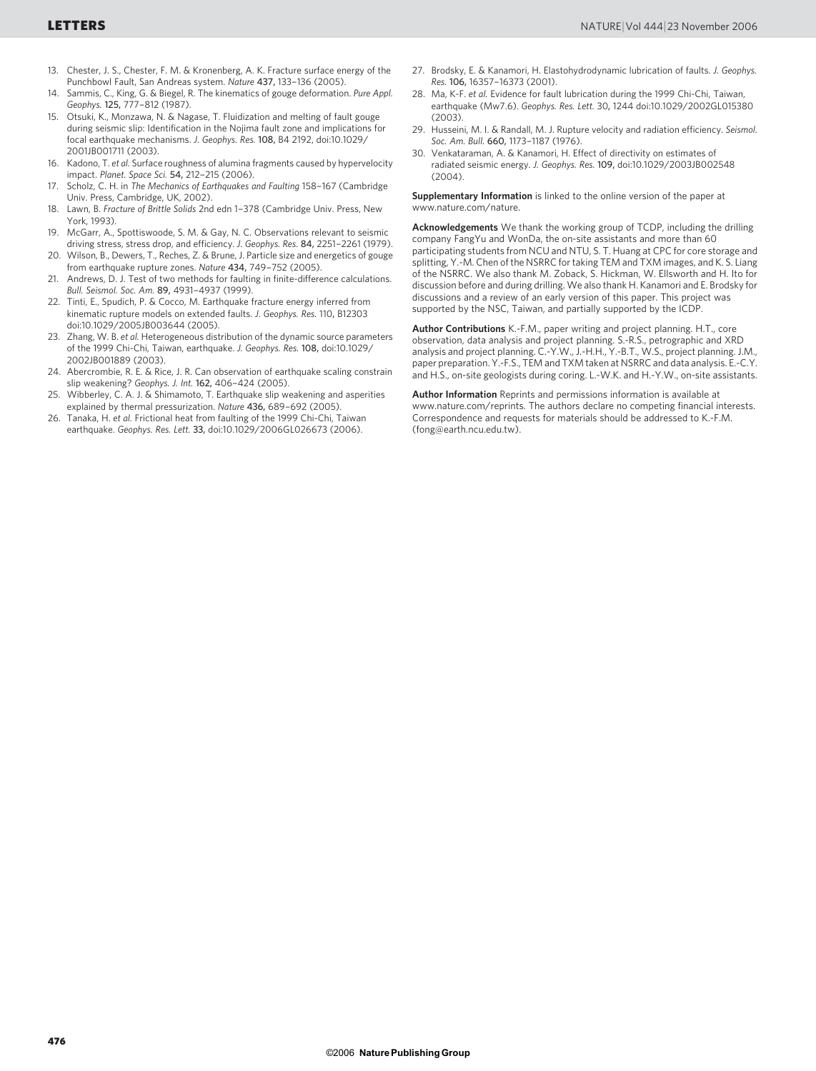13. Chester, J. S., Chester, F. M. & Kronenberg, A. K. Fracture surface energy of the Punchbowl Fault, San Andreas system. *Nature* **437,** 133–136 (2005).
14. Sammis, C., King, G. & Biegel, R. The kinematics of gouge deformation. *Pure Appl. Geophys.* **125,** 777–812 (1987).
15. Otsuki, K., Monzawa, N. & Nagase, T. Fluidization and melting of fault gouge during seismic slip: Identification in the Nojima fault zone and implications for focal earthquake mechanisms. *J. Geophys. Res.* **108,** B4 2192, doi:10.1029/2001JB001711 (2003).
16. Kadono, T. *et al.* Surface roughness of alumina fragments caused by hypervelocity impact. *Planet. Space Sci.* **54,** 212–215 (2006).
17. Scholz, C. H. in *The Mechanics of Earthquakes and Faulting* 158–167 (Cambridge Univ. Press, Cambridge, UK, 2002).
18. Lawn, B. *Fracture of Brittle Solids* 2nd edn 1–378 (Cambridge Univ. Press, New York, 1993).
19. McGarr, A., Spottiswoode, S. M. & Gay, N. C. Observations relevant to seismic driving stress, stress drop, and efficiency. *J. Geophys. Res.* **84,** 2251–2261 (1979).
20. Wilson, B., Dewers, T., Reches, Z. & Brune, J. Particle size and energetics of gouge from earthquake rupture zones. *Nature* **434,** 749–752 (2005).
21. Andrews, D. J. Test of two methods for faulting in finite-difference calculations. *Bull. Seismol. Soc. Am.* **89,** 4931–4937 (1999).
22. Tinti, E., Spudich, P. & Cocco, M. Earthquake fracture energy inferred from kinematic rupture models on extended faults. *J. Geophys. Res.* **110,** B12303 doi:10.1029/2005JB003644 (2005).
23. Zhang, W. B. *et al.* Heterogeneous distribution of the dynamic source parameters of the 1999 Chi-Chi, Taiwan, earthquake. *J. Geophys. Res.* **108,** doi:10.1029/2002JB001889 (2003).
24. Abercrombie, R. E. & Rice, J. R. Can observation of earthquake scaling constrain slip weakening? *Geophys. J. Int.* **162,** 406–424 (2005).
25. Wibberley, C. A. J. & Shimamoto, T. Earthquake slip weakening and asperities explained by thermal pressurization. *Nature* **436,** 689–692 (2005).
26. Tanaka, H. *et al.* Frictional heat from faulting of the 1999 Chi-Chi, Taiwan earthquake. *Geophys. Res. Lett.* **33,** doi:10.1029/2006GL026673 (2006).
27. Brodsky, E. & Kanamori, H. Elastohydrodynamic lubrication of faults. *J. Geophys. Res.* **106,** 16357–16373 (2001).
28. Ma, K-F. *et al.* Evidence for fault lubrication during the 1999 Chi-Chi, Taiwan, earthquake (Mw7.6). *Geophys. Res. Lett.* **30,** 1244 doi:10.1029/2002GL015380 (2003).
29. Husseini, M. I. & Randall, M. J. Rupture velocity and radiation efficiency. *Seismol. Soc. Am. Bull.* **660,** 1173–1187 (1976).
30. Venkataraman, A. & Kanamori, H. Effect of directivity on estimates of radiated seismic energy. *J. Geophys. Res.* **109,** doi:10.1029/2003JB002548 (2004).

**Supplementary Information** is linked to the online version of the paper at www.nature.com/nature.

**Acknowledgements** We thank the working group of TCDP, including the drilling company FangYu and WonDa, the on-site assistants and more than 60 participating students from NCU and NTU, S. T. Huang at CPC for core storage and splitting, Y.-M. Chen of the NSRRC for taking TEM and TXM images, and K. S. Liang of the NSRRC. We also thank M. Zoback, S. Hickman, W. Ellsworth and H. Ito for discussion before and during drilling. We also thank H. Kanamori and E. Brodsky for discussions and a review of an early version of this paper. This project was supported by the NSC, Taiwan, and partially supported by the ICDP.

**Author Contributions** K.-F.M., paper writing and project planning. H.T., core observation, data analysis and project planning. S.-R.S., petrographic and XRD analysis and project planning. C.-Y.W., J.-H.H., Y.-B.T., W.S., project planning. J.M., paper preparation. Y.-F.S., TEM and TXM taken at NSRRC and data analysis. E.-C.Y. and H.S., on-site geologists during coring. L.-W.K. and H.-Y.W., on-site assistants.

**Author Information** Reprints and permissions information is available at www.nature.com/reprints. The authors declare no competing financial interests. Correspondence and requests for materials should be addressed to K.-F.M. (fong@earth.ncu.edu.tw).